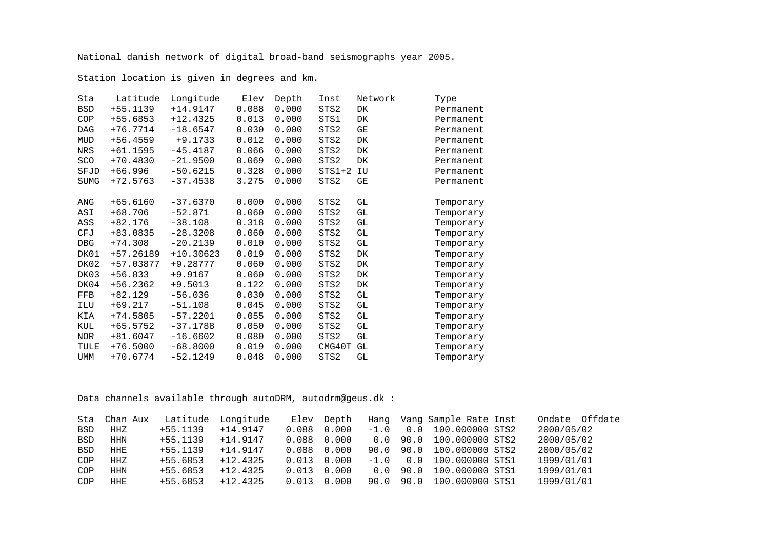National danish network of digital broad-band seismographs year 2005.

Station location is given in degrees and km.

| Sta | Latitude | Longitude | Elev | Depth | Inst | Network | Type |
|---|---|---|---|---|---|---|---|
| BSD | +55.1139 | +14.9147 | 0.088 | 0.000 | STS2 | DK | Permanent |
| COP | +55.6853 | +12.4325 | 0.013 | 0.000 | STS1 | DK | Permanent |
| DAG | +76.7714 | -18.6547 | 0.030 | 0.000 | STS2 | GE | Permanent |
| MUD | +56.4559 | +9.1733 | 0.012 | 0.000 | STS2 | DK | Permanent |
| NRS | +61.1595 | -45.4187 | 0.066 | 0.000 | STS2 | DK | Permanent |
| SCO | +70.4830 | -21.9500 | 0.069 | 0.000 | STS2 | DK | Permanent |
| SFJD | +66.996 | -50.6215 | 0.328 | 0.000 | STS1+2 | IU | Permanent |
| SUMG | +72.5763 | -37.4538 | 3.275 | 0.000 | STS2 | GE | Permanent |
| ANG | +65.6160 | -37.6370 | 0.000 | 0.000 | STS2 | GL | Temporary |
| ASI | +68.706 | -52.871 | 0.060 | 0.000 | STS2 | GL | Temporary |
| ASS | +82.176 | -38.108 | 0.318 | 0.000 | STS2 | GL | Temporary |
| CFJ | +83.0835 | -28.3208 | 0.060 | 0.000 | STS2 | GL | Temporary |
| DBG | +74.308 | -20.2139 | 0.010 | 0.000 | STS2 | GL | Temporary |
| DK01 | +57.26189 | +10.30623 | 0.019 | 0.000 | STS2 | DK | Temporary |
| DK02 | +57.03877 | +9.28777 | 0.060 | 0.000 | STS2 | DK | Temporary |
| DK03 | +56.833 | +9.9167 | 0.060 | 0.000 | STS2 | DK | Temporary |
| DK04 | +56.2362 | +9.5013 | 0.122 | 0.000 | STS2 | DK | Temporary |
| FFB | +82.129 | -56.036 | 0.030 | 0.000 | STS2 | GL | Temporary |
| ILU | +69.217 | -51.108 | 0.045 | 0.000 | STS2 | GL | Temporary |
| KIA | +74.5805 | -57.2201 | 0.055 | 0.000 | STS2 | GL | Temporary |
| KUL | +65.5752 | -37.1788 | 0.050 | 0.000 | STS2 | GL | Temporary |
| NOR | +81.6047 | -16.6602 | 0.080 | 0.000 | STS2 | GL | Temporary |
| TULE | +76.5000 | -68.8000 | 0.019 | 0.000 | CMG40T | GL | Temporary |
| UMM | +70.6774 | -52.1249 | 0.048 | 0.000 | STS2 | GL | Temporary |

Data channels available through autoDRM, autodrm@geus.dk :

| Sta | Chan | Aux | Latitude | Longitude | Elev | Depth | Hang | Vang | Sample_Rate | Inst | Ondate | Offdate |
|---|---|---|---|---|---|---|---|---|---|---|---|---|
| BSD | HHZ | | +55.1139 | +14.9147 | 0.088 | 0.000 | -1.0 | 0.0 | 100.000000 | STS2 | 2000/05/02 | |
| BSD | HHN | | +55.1139 | +14.9147 | 0.088 | 0.000 | 0.0 | 90.0 | 100.000000 | STS2 | 2000/05/02 | |
| BSD | HHE | | +55.1139 | +14.9147 | 0.088 | 0.000 | 90.0 | 90.0 | 100.000000 | STS2 | 2000/05/02 | |
| COP | HHZ | | +55.6853 | +12.4325 | 0.013 | 0.000 | -1.0 | 0.0 | 100.000000 | STS1 | 1999/01/01 | |
| COP | HHN | | +55.6853 | +12.4325 | 0.013 | 0.000 | 0.0 | 90.0 | 100.000000 | STS1 | 1999/01/01 | |
| COP | HHE | | +55.6853 | +12.4325 | 0.013 | 0.000 | 90.0 | 90.0 | 100.000000 | STS1 | 1999/01/01 | |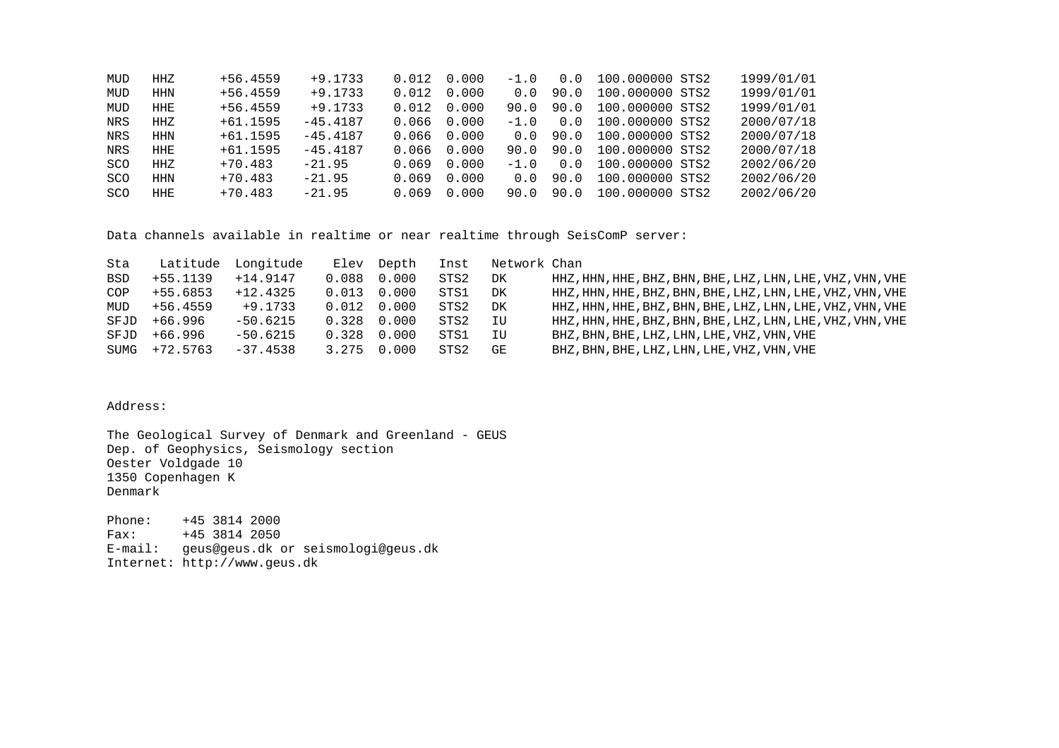```
MUD   HHZ      +56.4559    +9.1733    0.012  0.000   -1.0   0.0  100.000000 STS2    1999/01/01
MUD   HHN      +56.4559    +9.1733    0.012  0.000    0.0  90.0  100.000000 STS2    1999/01/01
MUD   HHE      +56.4559    +9.1733    0.012  0.000   90.0  90.0  100.000000 STS2    1999/01/01
NRS   HHZ      +61.1595   -45.4187    0.066  0.000   -1.0   0.0  100.000000 STS2    2000/07/18
NRS   HHN      +61.1595   -45.4187    0.066  0.000    0.0  90.0  100.000000 STS2    2000/07/18
NRS   HHE      +61.1595   -45.4187    0.066  0.000   90.0  90.0  100.000000 STS2    2000/07/18
SCO   HHZ      +70.483    -21.95      0.069  0.000   -1.0   0.0  100.000000 STS2    2002/06/20
SCO   HHN      +70.483    -21.95      0.069  0.000    0.0  90.0  100.000000 STS2    2002/06/20
SCO   HHE      +70.483    -21.95      0.069  0.000   90.0  90.0  100.000000 STS2    2002/06/20
```

Data channels available in realtime or near realtime through SeisComP server:

| Sta | Latitude | Longitude | Elev | Depth | Inst | Network | Chan |
|---|---|---|---|---|---|---|---|
| BSD | +55.1139 | +14.9147 | 0.088 | 0.000 | STS2 | DK | HHZ,HHN,HHE,BHZ,BHN,BHE,LHZ,LHN,LHE,VHZ,VHN,VHE |
| COP | +55.6853 | +12.4325 | 0.013 | 0.000 | STS1 | DK | HHZ,HHN,HHE,BHZ,BHN,BHE,LHZ,LHN,LHE,VHZ,VHN,VHE |
| MUD | +56.4559 | +9.1733 | 0.012 | 0.000 | STS2 | DK | HHZ,HHN,HHE,BHZ,BHN,BHE,LHZ,LHN,LHE,VHZ,VHN,VHE |
| SFJD | +66.996 | -50.6215 | 0.328 | 0.000 | STS2 | IU | HHZ,HHN,HHE,BHZ,BHN,BHE,LHZ,LHN,LHE,VHZ,VHN,VHE |
| SFJD | +66.996 | -50.6215 | 0.328 | 0.000 | STS1 | IU | BHZ,BHN,BHE,LHZ,LHN,LHE,VHZ,VHN,VHE |
| SUMG | +72.5763 | -37.4538 | 3.275 | 0.000 | STS2 | GE | BHZ,BHN,BHE,LHZ,LHN,LHE,VHZ,VHN,VHE |

Address:

The Geological Survey of Denmark and Greenland - GEUS  
Dep. of Geophysics, Seismology section  
Oester Voldgade 10  
1350 Copenhagen K  
Denmark

Phone: +45 3814 2000  
Fax: +45 3814 2050  
E-mail: geus@geus.dk or seismologi@geus.dk  
Internet: http://www.geus.dk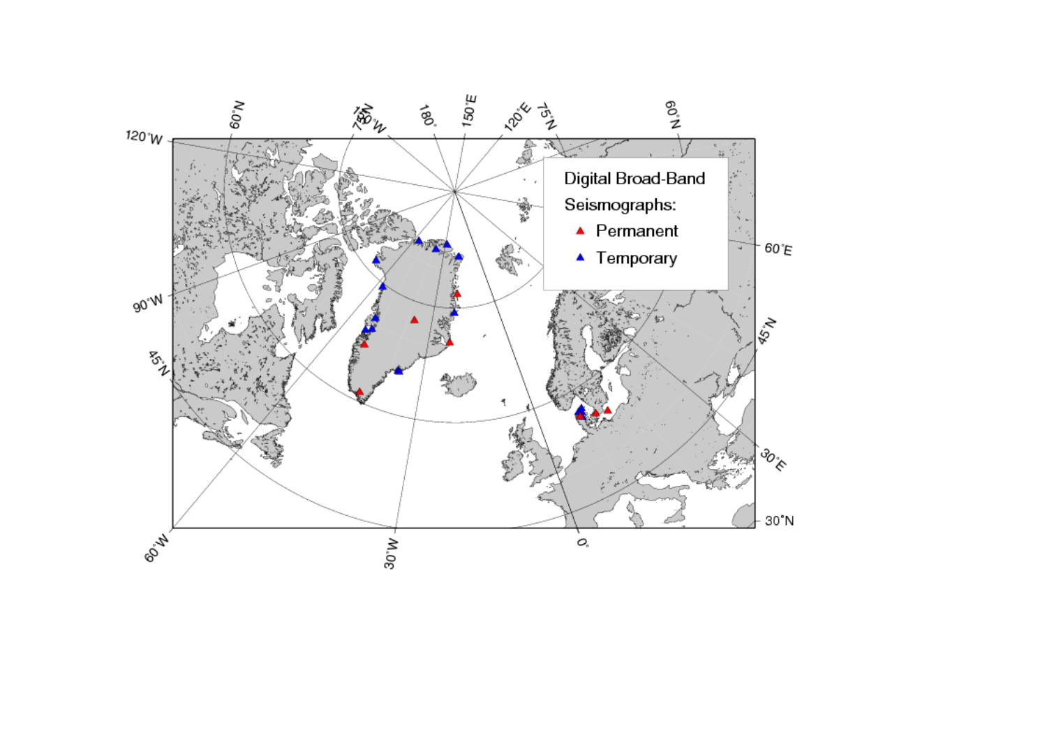Digital Broad-Band

Seismographs:

Permanent

Temporary

120˚W

60˚N

75˚N

150˚W

180˚

150˚E

120˚E

75˚N

60˚N

60˚E

90˚W

45˚N

45˚N

30˚E

30˚N

60˚W

30˚W

0˚